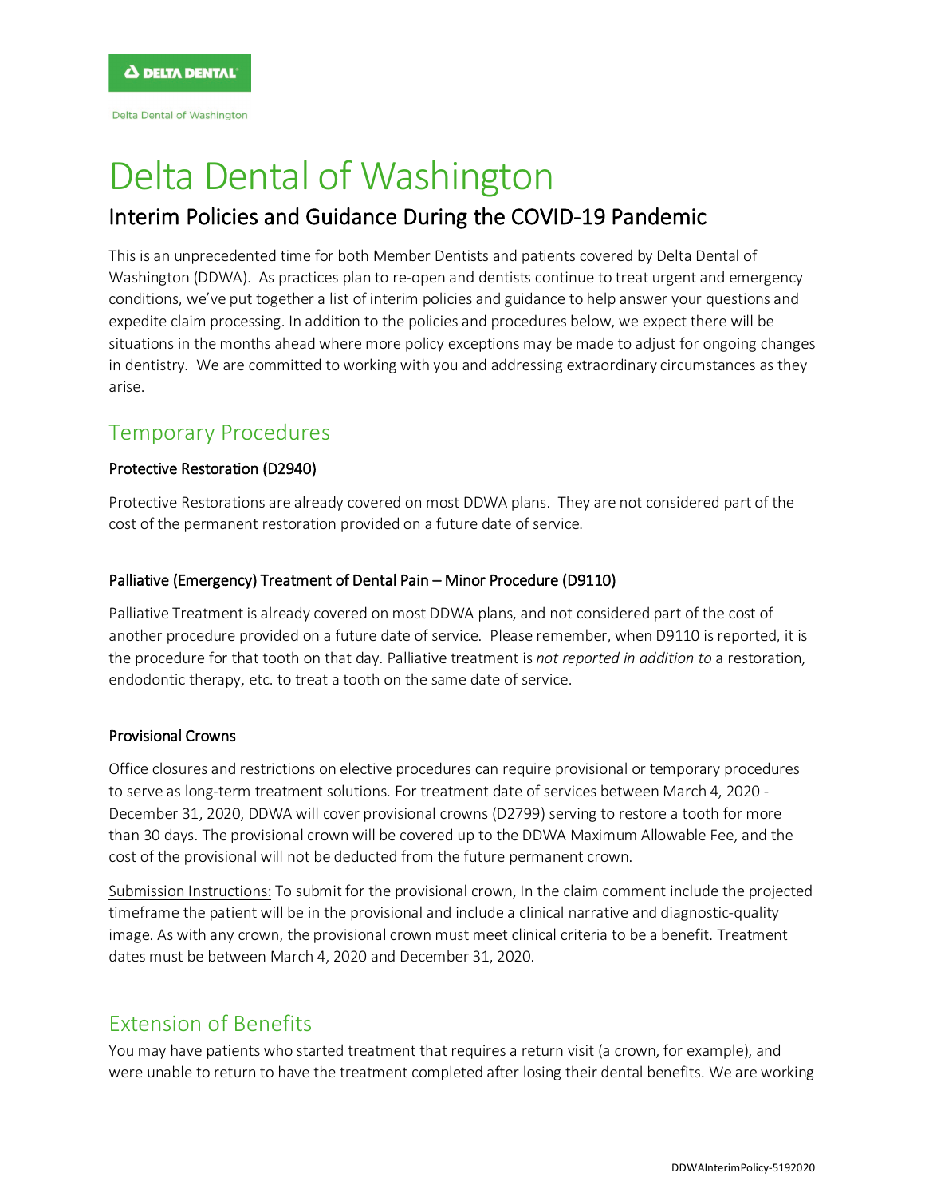Delta Dental of Washington

# Delta Dental of Washington

## Interim Policies and Guidance During the COVID-19 Pandemic

This is an unprecedented time for both Member Dentists and patients covered by Delta Dental of Washington (DDWA). As practices plan to re-open and dentists continue to treat urgent and emergency conditions, we've put together a list of interim policies and guidance to help answer your questions and expedite claim processing. In addition to the policies and procedures below, we expect there will be situations in the months ahead where more policy exceptions may be made to adjust for ongoing changes in dentistry. We are committed to working with you and addressing extraordinary circumstances as they arise.

## Temporary Procedures

### Protective Restoration (D2940)

Protective Restorations are already covered on most DDWA plans. They are not considered part of the cost of the permanent restoration provided on a future date of service.

### Palliative (Emergency) Treatment of Dental Pain – Minor Procedure (D9110)

Palliative Treatment is already covered on most DDWA plans, and not considered part of the cost of another procedure provided on a future date of service. Please remember, when D9110 is reported, it is the procedure for that tooth on that day. Palliative treatment is *not reported in addition to* a restoration, endodontic therapy, etc. to treat a tooth on the same date of service.

### Provisional Crowns

Office closures and restrictions on elective procedures can require provisional or temporary procedures to serve as long-term treatment solutions. For treatment date of services between March 4, 2020 - December 31, 2020, DDWA will cover provisional crowns (D2799) serving to restore a tooth for more than 30 days. The provisional crown will be covered up to the DDWA Maximum Allowable Fee, and the cost of the provisional will not be deducted from the future permanent crown.

Submission Instructions: To submit for the provisional crown, In the claim comment include the projected timeframe the patient will be in the provisional and include a clinical narrative and diagnostic-quality image. As with any crown, the provisional crown must meet clinical criteria to be a benefit. Treatment dates must be between March 4, 2020 and December 31, 2020.

## Extension of Benefits

You may have patients who started treatment that requires a return visit (a crown, for example), and were unable to return to have the treatment completed after losing their dental benefits. We are working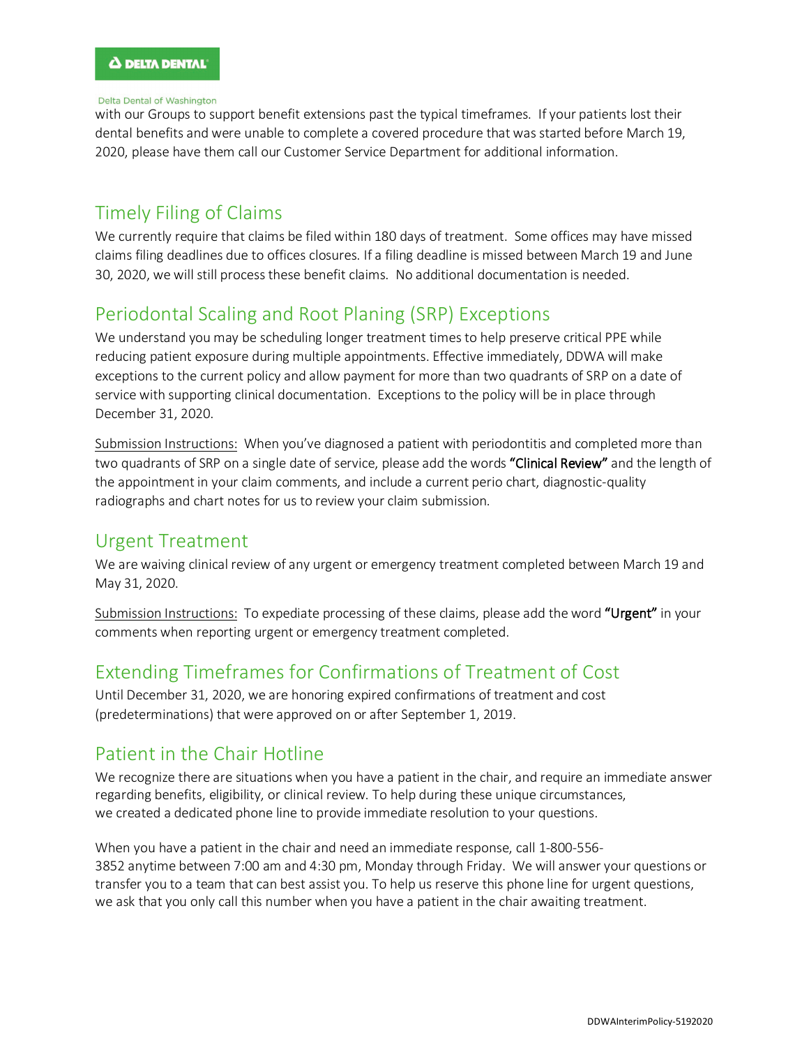with our Groups to support benefit extensions past the typical timeframes. If your patients lost their dental benefits and were unable to complete a covered procedure that was started before March 19, 2020, please have them call our Customer Service Department for additional information.

## Timely Filing of Claims

We currently require that claims be filed within 180 days of treatment. Some offices may have missed claims filing deadlines due to offices closures. If a filing deadline is missed between March 19 and June 30, 2020, we will still process these benefit claims. No additional documentation is needed.

## Periodontal Scaling and Root Planing (SRP) Exceptions

We understand you may be scheduling longer treatment times to help preserve critical PPE while reducing patient exposure during multiple appointments. Effective immediately, DDWA will make exceptions to the current policy and allow payment for more than two quadrants of SRP on a date of service with supporting clinical documentation. Exceptions to the policy will be in place through December 31, 2020.

Submission Instructions: When you've diagnosed a patient with periodontitis and completed more than two quadrants of SRP on a single date of service, please add the words **"Clinical Review"** and the length of the appointment in your claim comments, and include a current perio chart, diagnostic-quality radiographs and chart notes for us to review your claim submission.

## Urgent Treatment

We are waiving clinical review of any urgent or emergency treatment completed between March 19 and May 31, 2020.

Submission Instructions: To expedite processing of these claims, please add the word **"Urgent"** in your comments when reporting urgent or emergency treatment completed.

## Extending Timeframes for Confirmations of Treatment of Cost

Until December 31, 2020, we are honoring expired confirmations of treatment and cost (predeterminations) that were approved on or after September 1, 2019.

## Patient in the Chair Hotline

We recognize there are situations when you have a patient in the chair, and require an immediate answer regarding benefits, eligibility, or clinical review. To help during these unique circumstances, we created a dedicated phone line to provide immediate resolution to your questions.

When you have a patient in the chair and need an immediate response, call 1-800-556-3852 anytime between 7:00 am and 4:30 pm, Monday through Friday. We will answer your questions or transfer you to a team that can best assist you. To help us reserve this phone line for urgent questions, we ask that you only call this number when you have a patient in the chair awaiting treatment.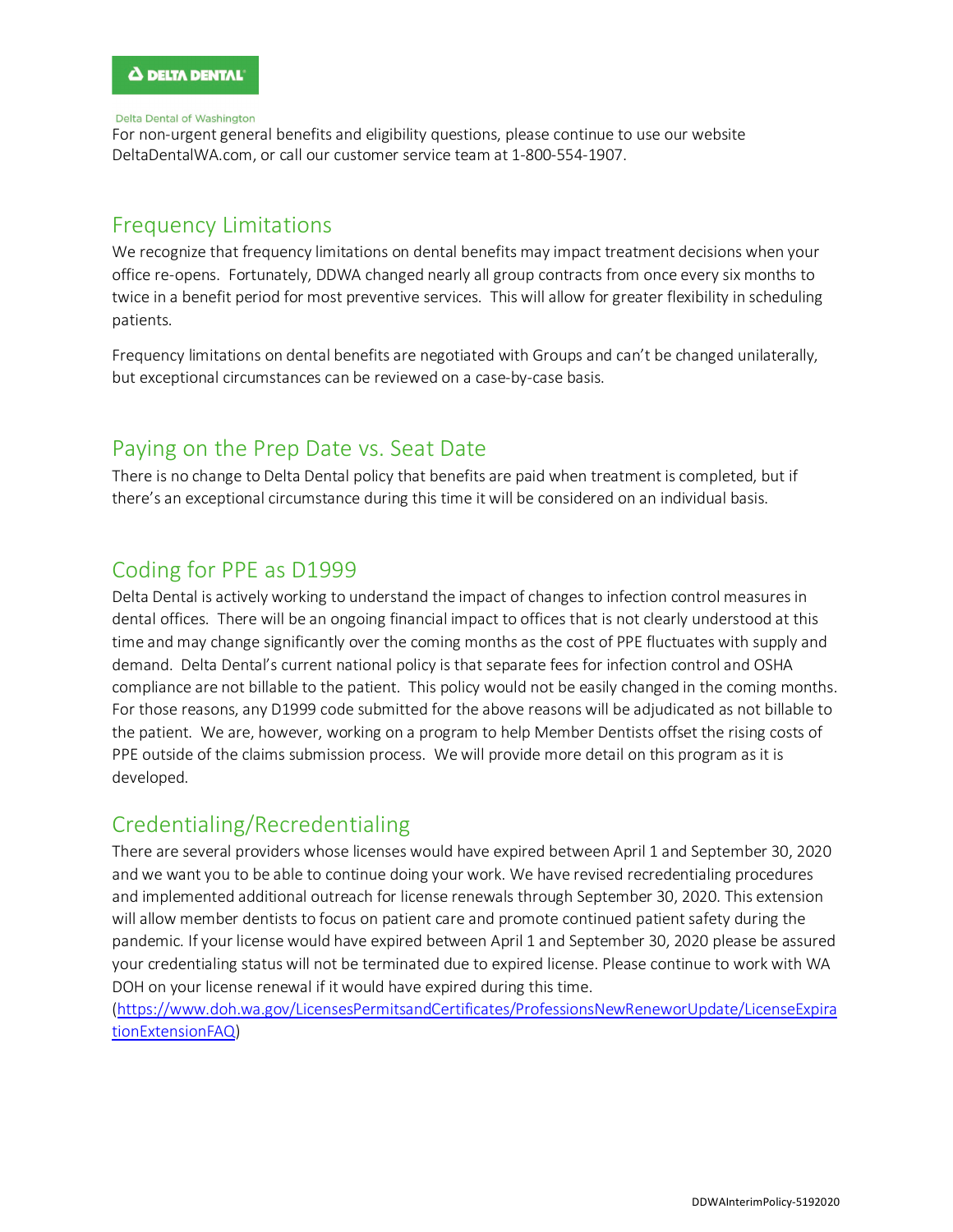For non-urgent general benefits and eligibility questions, please continue to use our website DeltaDentalWA.com, or call our customer service team at 1-800-554-1907.

## Frequency Limitations

We recognize that frequency limitations on dental benefits may impact treatment decisions when your office re-opens. Fortunately, DDWA changed nearly all group contracts from once every six months to twice in a benefit period for most preventive services. This will allow for greater flexibility in scheduling patients.

Frequency limitations on dental benefits are negotiated with Groups and can't be changed unilaterally, but exceptional circumstances can be reviewed on a case-by-case basis.

## Paying on the Prep Date vs. Seat Date

There is no change to Delta Dental policy that benefits are paid when treatment is completed, but if there's an exceptional circumstance during this time it will be considered on an individual basis.

## Coding for PPE as D1999

Delta Dental is actively working to understand the impact of changes to infection control measures in dental offices. There will be an ongoing financial impact to offices that is not clearly understood at this time and may change significantly over the coming months as the cost of PPE fluctuates with supply and demand. Delta Dental's current national policy is that separate fees for infection control and OSHA compliance are not billable to the patient. This policy would not be easily changed in the coming months. For those reasons, any D1999 code submitted for the above reasons will be adjudicated as not billable to the patient. We are, however, working on a program to help Member Dentists offset the rising costs of PPE outside of the claims submission process. We will provide more detail on this program as it is developed.

## Credentialing/Recredentialing

There are several providers whose licenses would have expired between April 1 and September 30, 2020 and we want you to be able to continue doing your work. We have revised recredentialing procedures and implemented additional outreach for license renewals through September 30, 2020. This extension will allow member dentists to focus on patient care and promote continued patient safety during the pandemic. If your license would have expired between April 1 and September 30, 2020 please be assured your credentialing status will not be terminated due to expired license. Please continue to work with WA DOH on your license renewal if it would have expired during this time. (https://www.doh.wa.gov/LicensesPermitsandCertificates/ProfessionsNewReneworUpdate/LicenseExpirationExtensionFAQ)